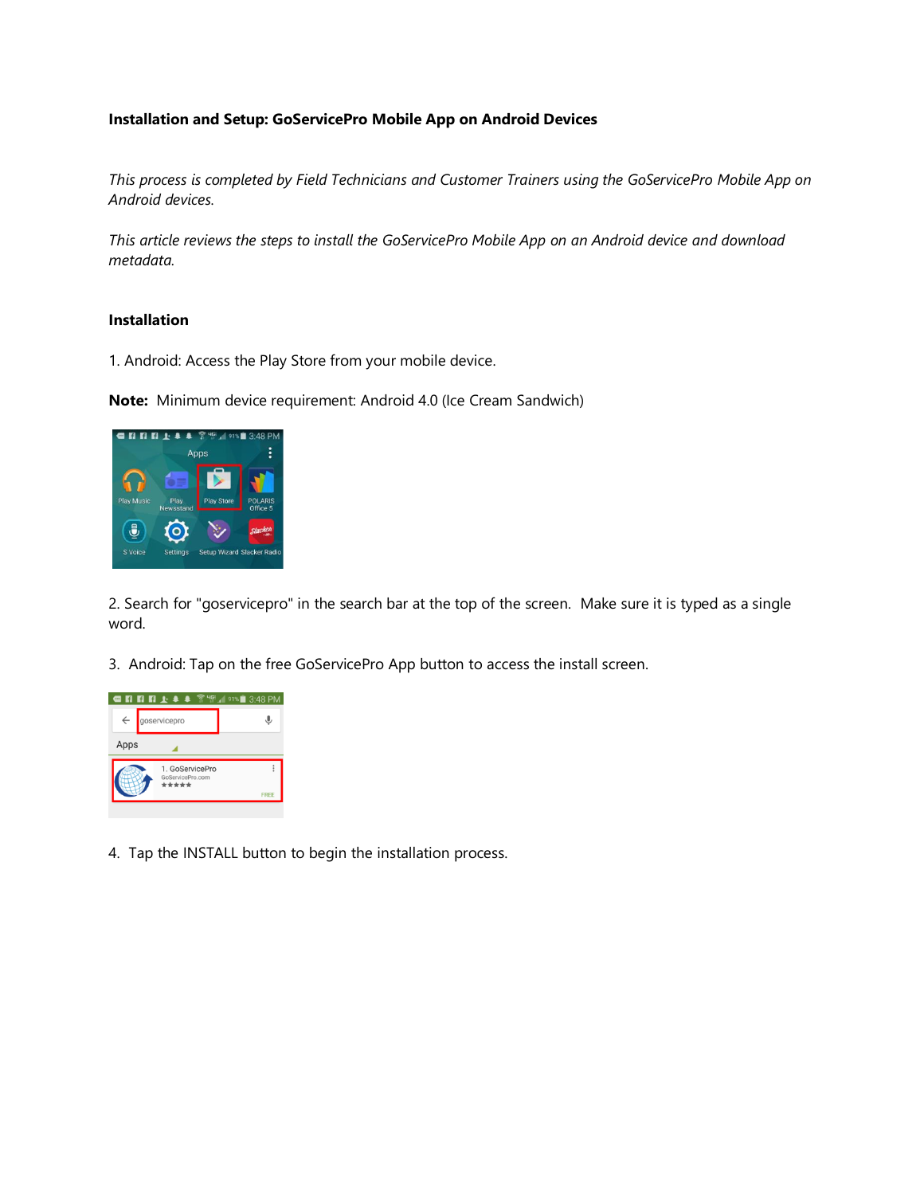**Installation and Setup: GoServicePro Mobile App on Android Devices**

*This process is completed by Field Technicians and Customer Trainers using the GoServicePro Mobile App on Android devices.*

*This article reviews the steps to install the GoServicePro Mobile App on an Android device and download metadata.*

**Installation**

1. Android: Access the Play Store from your mobile device.

**Note:** Minimum device requirement: Android 4.0 (Ice Cream Sandwich)

2. Search for "goservicepro" in the search bar at the top of the screen. Make sure it is typed as a single word.

3. Android: Tap on the free GoServicePro App button to access the install screen.

4. Tap the INSTALL button to begin the installation process.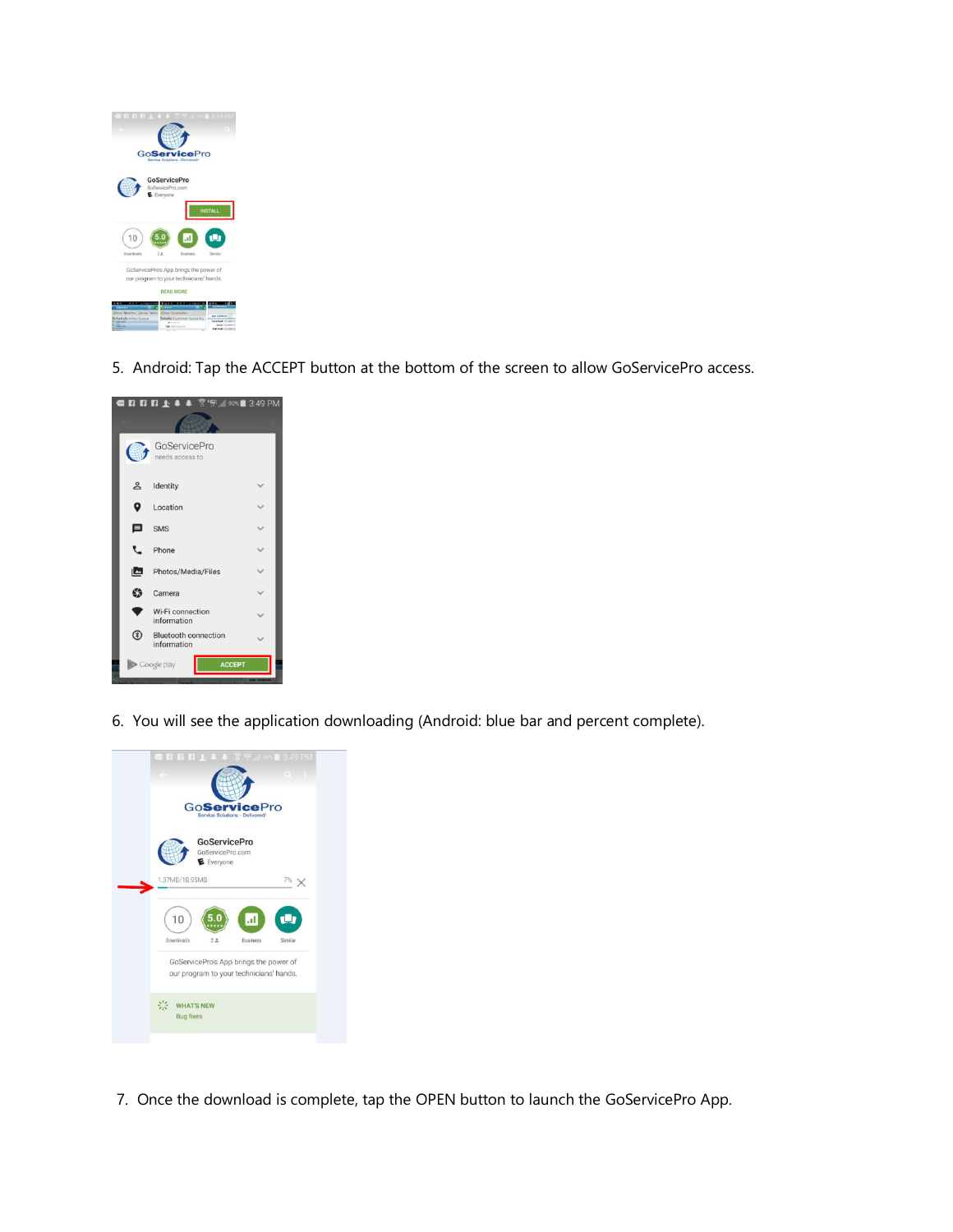5. Android: Tap the ACCEPT button at the bottom of the screen to allow GoServicePro access.

6. You will see the application downloading (Android: blue bar and percent complete).

7. Once the download is complete, tap the OPEN button to launch the GoServicePro App.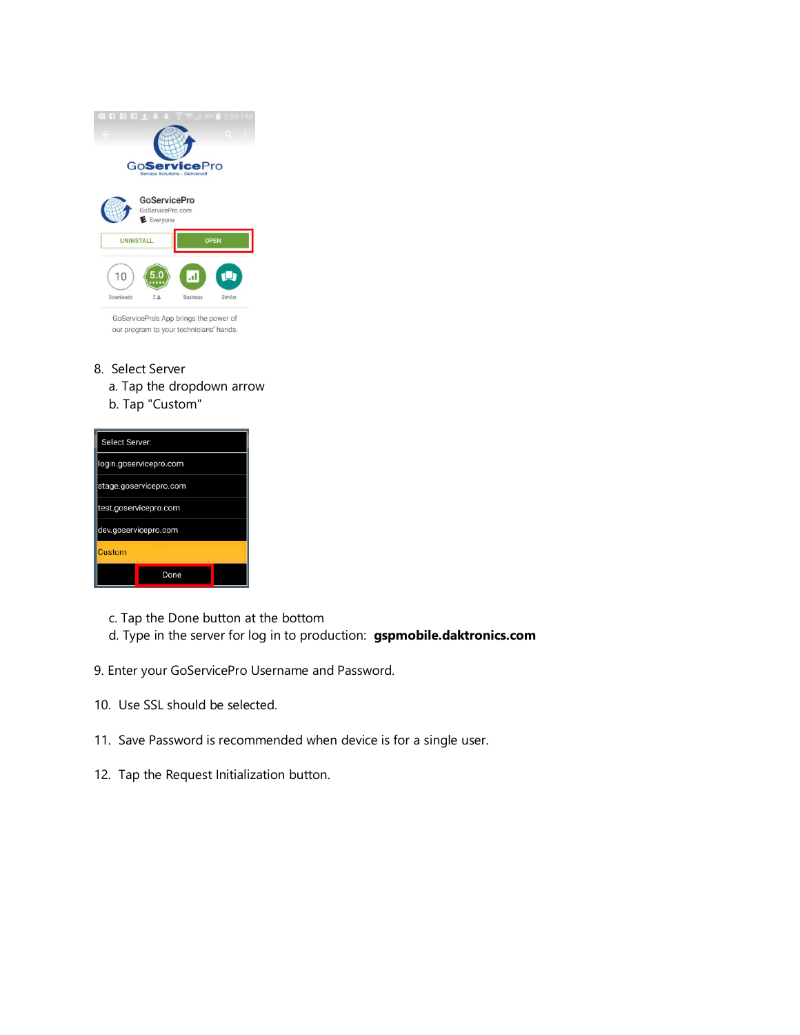8. Select Server
    a. Tap the dropdown arrow
    b. Tap "Custom"

    c. Tap the Done button at the bottom
    d. Type in the server for log in to production: **gspmobile.daktronics.com**

9. Enter your GoServicePro Username and Password.

10. Use SSL should be selected.

11. Save Password is recommended when device is for a single user.

12. Tap the Request Initialization button.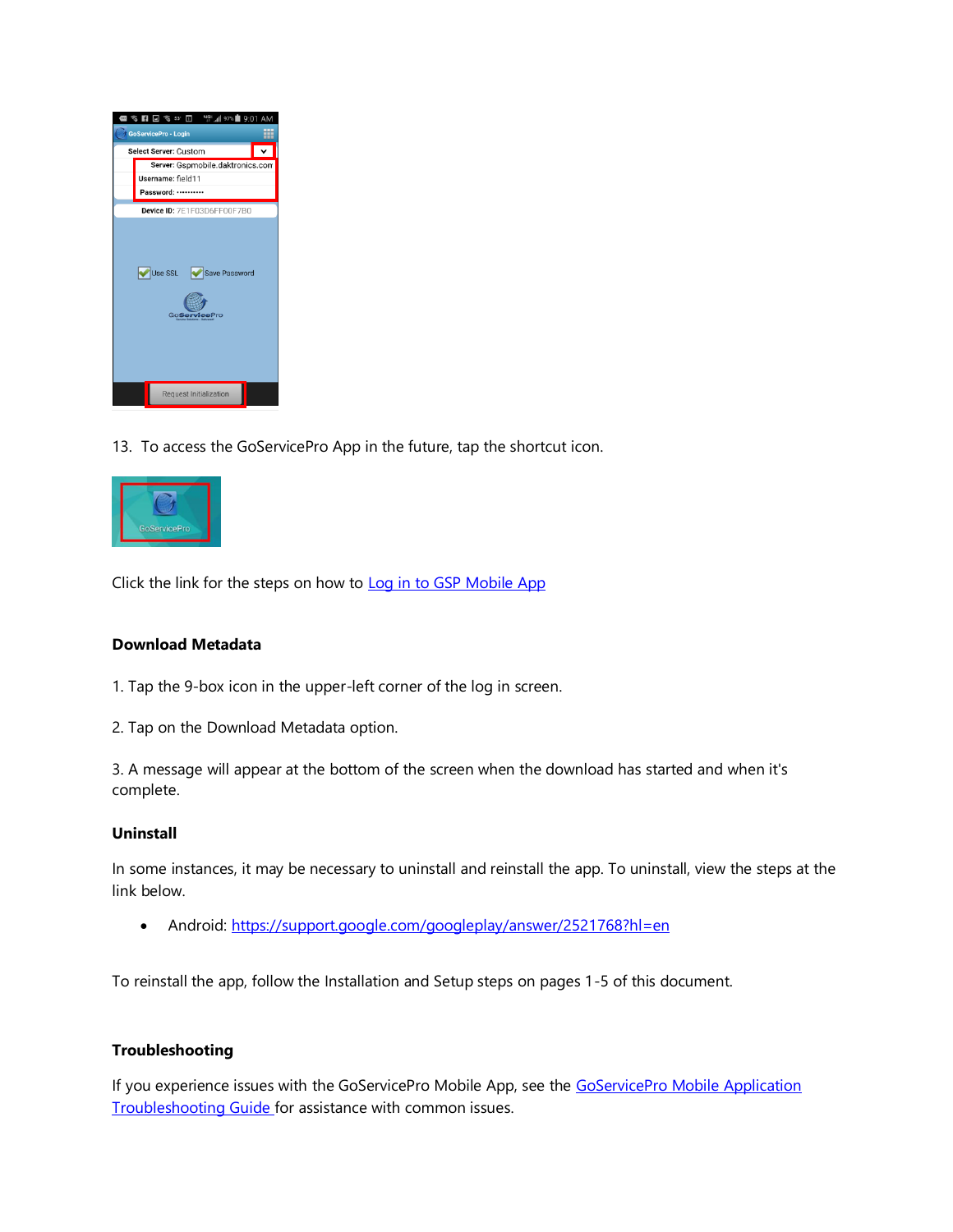13. To access the GoServicePro App in the future, tap the shortcut icon.

Click the link for the steps on how to [Log in to GSP Mobile App]()

**Download Metadata**

1. Tap the 9-box icon in the upper-left corner of the log in screen.

2. Tap on the Download Metadata option.

3. A message will appear at the bottom of the screen when the download has started and when it's complete.

**Uninstall**

In some instances, it may be necessary to uninstall and reinstall the app. To uninstall, view the steps at the link below.

- Android: https://support.google.com/googleplay/answer/2521768?hl=en

To reinstall the app, follow the Installation and Setup steps on pages 1-5 of this document.

**Troubleshooting**

If you experience issues with the GoServicePro Mobile App, see the [GoServicePro Mobile Application Troubleshooting Guide]() for assistance with common issues.